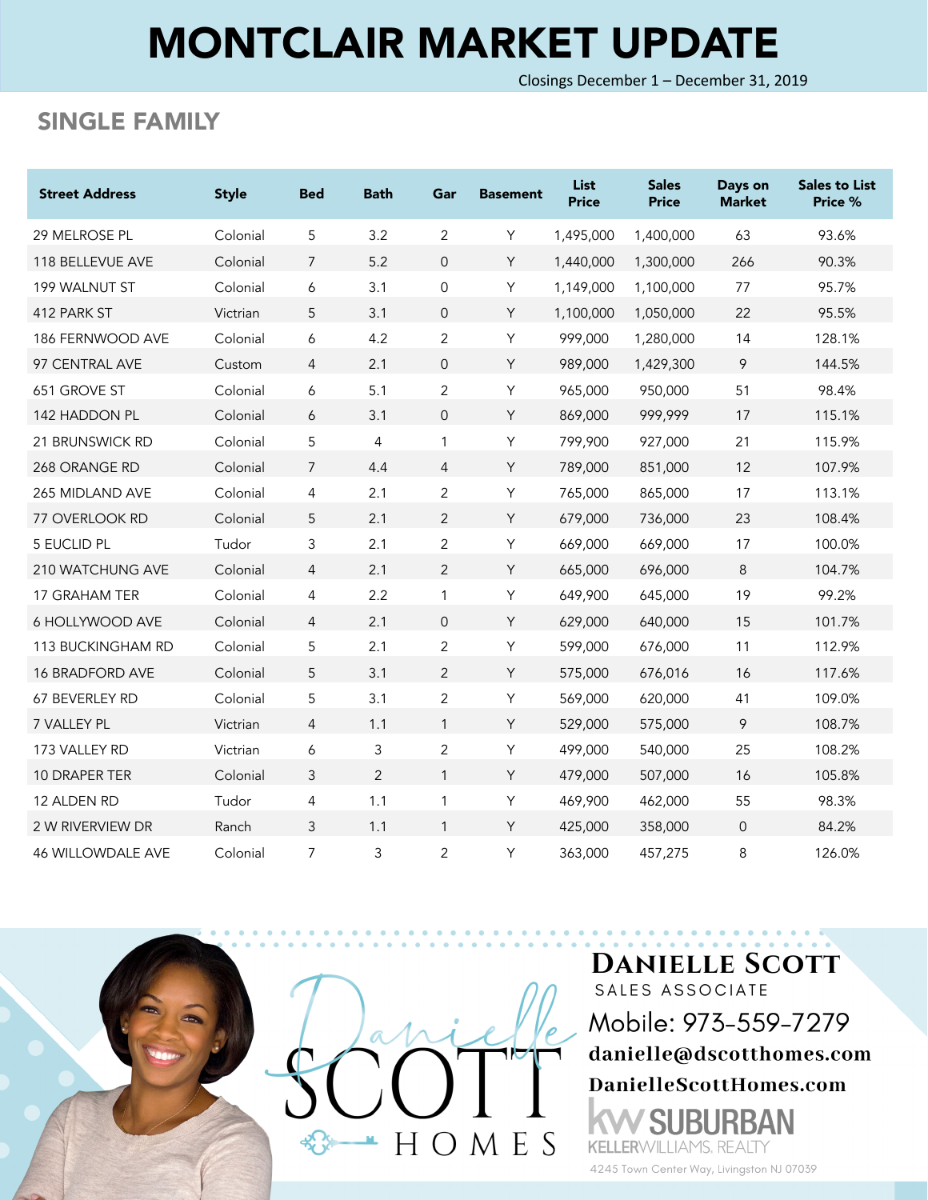# MONTCLAIR MARKET UPDATE

Closings December 1 – December 31, 2019

## SINGLE FAMILY

| Street Address | Style | Bed | Bath | Gar | Basement | List Price | Sales Price | Days on Market | Sales to List Price % |
|---|---|---|---|---|---|---|---|---|---|
| 29 MELROSE PL | Colonial | 5 | 3.2 | 2 | Y | 1,495,000 | 1,400,000 | 63 | 93.6% |
| 118 BELLEVUE AVE | Colonial | 7 | 5.2 | 0 | Y | 1,440,000 | 1,300,000 | 266 | 90.3% |
| 199 WALNUT ST | Colonial | 6 | 3.1 | 0 | Y | 1,149,000 | 1,100,000 | 77 | 95.7% |
| 412 PARK ST | Victrian | 5 | 3.1 | 0 | Y | 1,100,000 | 1,050,000 | 22 | 95.5% |
| 186 FERNWOOD AVE | Colonial | 6 | 4.2 | 2 | Y | 999,000 | 1,280,000 | 14 | 128.1% |
| 97 CENTRAL AVE | Custom | 4 | 2.1 | 0 | Y | 989,000 | 1,429,300 | 9 | 144.5% |
| 651 GROVE ST | Colonial | 6 | 5.1 | 2 | Y | 965,000 | 950,000 | 51 | 98.4% |
| 142 HADDON PL | Colonial | 6 | 3.1 | 0 | Y | 869,000 | 999,999 | 17 | 115.1% |
| 21 BRUNSWICK RD | Colonial | 5 | 4 | 1 | Y | 799,900 | 927,000 | 21 | 115.9% |
| 268 ORANGE RD | Colonial | 7 | 4.4 | 4 | Y | 789,000 | 851,000 | 12 | 107.9% |
| 265 MIDLAND AVE | Colonial | 4 | 2.1 | 2 | Y | 765,000 | 865,000 | 17 | 113.1% |
| 77 OVERLOOK RD | Colonial | 5 | 2.1 | 2 | Y | 679,000 | 736,000 | 23 | 108.4% |
| 5 EUCLID PL | Tudor | 3 | 2.1 | 2 | Y | 669,000 | 669,000 | 17 | 100.0% |
| 210 WATCHUNG AVE | Colonial | 4 | 2.1 | 2 | Y | 665,000 | 696,000 | 8 | 104.7% |
| 17 GRAHAM TER | Colonial | 4 | 2.2 | 1 | Y | 649,900 | 645,000 | 19 | 99.2% |
| 6 HOLLYWOOD AVE | Colonial | 4 | 2.1 | 0 | Y | 629,000 | 640,000 | 15 | 101.7% |
| 113 BUCKINGHAM RD | Colonial | 5 | 2.1 | 2 | Y | 599,000 | 676,000 | 11 | 112.9% |
| 16 BRADFORD AVE | Colonial | 5 | 3.1 | 2 | Y | 575,000 | 676,016 | 16 | 117.6% |
| 67 BEVERLEY RD | Colonial | 5 | 3.1 | 2 | Y | 569,000 | 620,000 | 41 | 109.0% |
| 7 VALLEY PL | Victrian | 4 | 1.1 | 1 | Y | 529,000 | 575,000 | 9 | 108.7% |
| 173 VALLEY RD | Victrian | 6 | 3 | 2 | Y | 499,000 | 540,000 | 25 | 108.2% |
| 10 DRAPER TER | Colonial | 3 | 2 | 1 | Y | 479,000 | 507,000 | 16 | 105.8% |
| 12 ALDEN RD | Tudor | 4 | 1.1 | 1 | Y | 469,900 | 462,000 | 55 | 98.3% |
| 2 W RIVERVIEW DR | Ranch | 3 | 1.1 | 1 | Y | 425,000 | 358,000 | 0 | 84.2% |
| 46 WILLOWDALE AVE | Colonial | 7 | 3 | 2 | Y | 363,000 | 457,275 | 8 | 126.0% |

Danielle SCOTT HOMES

**DANIELLE SCOTT**
SALES ASSOCIATE
Mobile: 973-559-7279
danielle@dscotthomes.com
DanielleScottHomes.com
KW SUBURBAN
KELLERWILLIAMS. REALTY
4245 Town Center Way, Livingston NJ 07039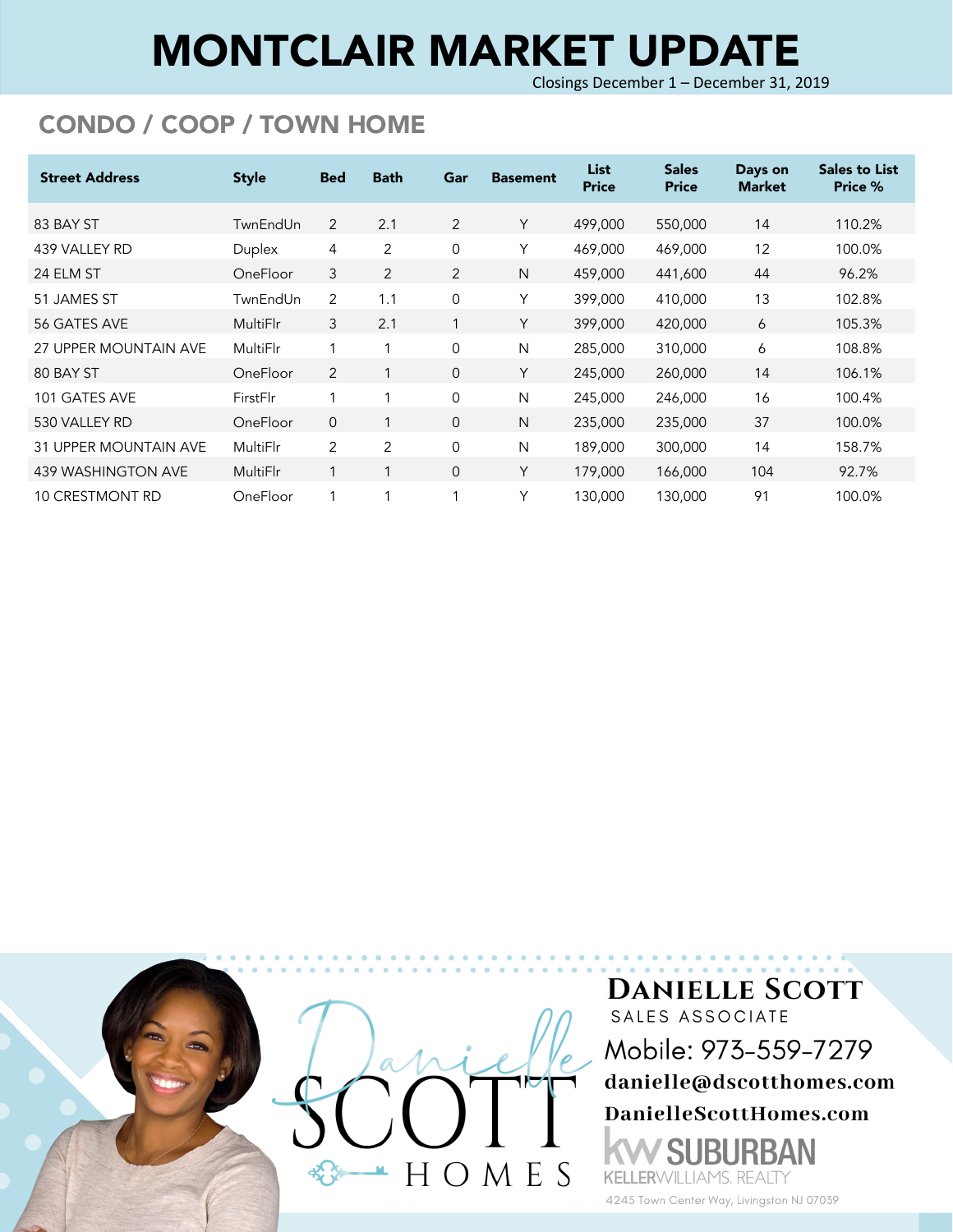# MONTCLAIR MARKET UPDATE

Closings December 1 – December 31, 2019

## CONDO / COOP / TOWN HOME

| Street Address | Style | Bed | Bath | Gar | Basement | List Price | Sales Price | Days on Market | Sales to List Price % |
|---|---|---|---|---|---|---|---|---|---|
| 83 BAY ST | TwnEndUn | 2 | 2.1 | 2 | Y | 499,000 | 550,000 | 14 | 110.2% |
| 439 VALLEY RD | Duplex | 4 | 2 | 0 | Y | 469,000 | 469,000 | 12 | 100.0% |
| 24 ELM ST | OneFloor | 3 | 2 | 2 | N | 459,000 | 441,600 | 44 | 96.2% |
| 51 JAMES ST | TwnEndUn | 2 | 1.1 | 0 | Y | 399,000 | 410,000 | 13 | 102.8% |
| 56 GATES AVE | MultiFlr | 3 | 2.1 | 1 | Y | 399,000 | 420,000 | 6 | 105.3% |
| 27 UPPER MOUNTAIN AVE | MultiFlr | 1 | 1 | 0 | N | 285,000 | 310,000 | 6 | 108.8% |
| 80 BAY ST | OneFloor | 2 | 1 | 0 | Y | 245,000 | 260,000 | 14 | 106.1% |
| 101 GATES AVE | FirstFlr | 1 | 1 | 0 | N | 245,000 | 246,000 | 16 | 100.4% |
| 530 VALLEY RD | OneFloor | 0 | 1 | 0 | N | 235,000 | 235,000 | 37 | 100.0% |
| 31 UPPER MOUNTAIN AVE | MultiFlr | 2 | 2 | 0 | N | 189,000 | 300,000 | 14 | 158.7% |
| 439 WASHINGTON AVE | MultiFlr | 1 | 1 | 0 | Y | 179,000 | 166,000 | 104 | 92.7% |
| 10 CRESTMONT RD | OneFloor | 1 | 1 | 1 | Y | 130,000 | 130,000 | 91 | 100.0% |

Danielle SCOTT HOMES

**DANIELLE SCOTT**
SALES ASSOCIATE
Mobile: 973-559-7279
danielle@dscotthomes.com
DanielleScottHomes.com
KW SUBURBAN
KELLERWILLIAMS. REALTY
4245 Town Center Way, Livingston NJ 07039